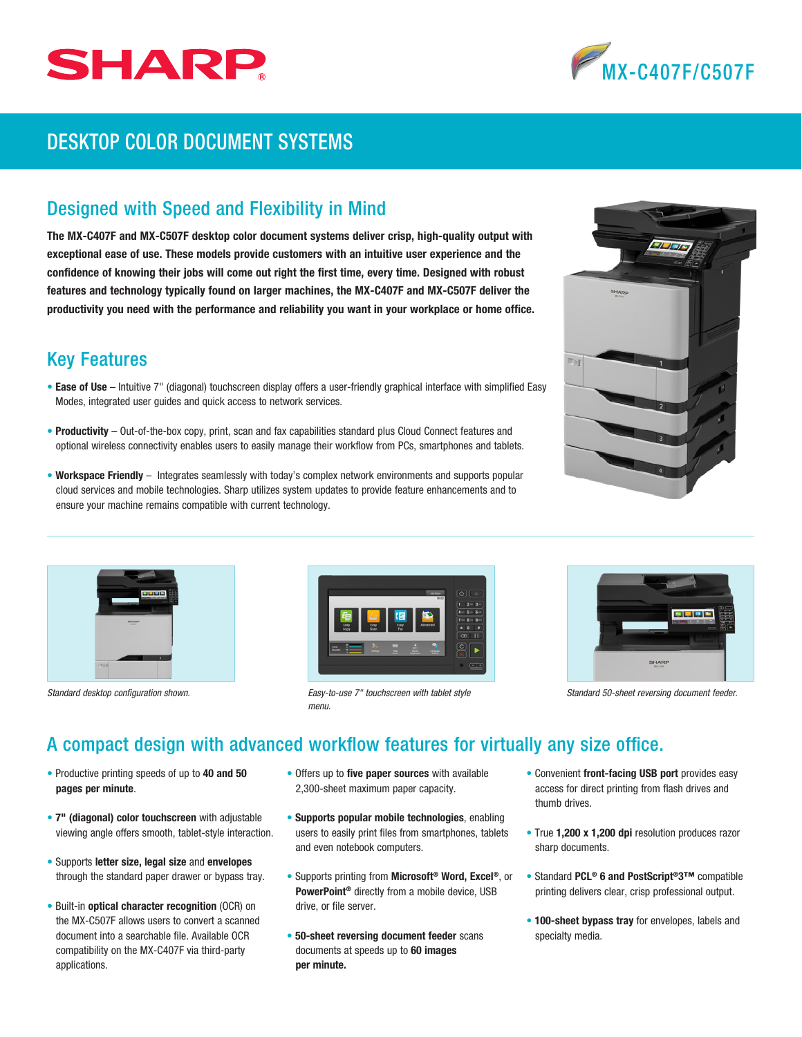SHARP

MX-C407F/C507F

# DESKTOP COLOR DOCUMENT SYSTEMS

## Designed with Speed and Flexibility in Mind

**The MX-C407F and MX-C507F desktop color document systems deliver crisp, high-quality output with exceptional ease of use. These models provide customers with an intuitive user experience and the confidence of knowing their jobs will come out right the first time, every time. Designed with robust features and technology typically found on larger machines, the MX-C407F and MX-C507F deliver the productivity you need with the performance and reliability you want in your workplace or home office.**

## Key Features

- **Ease of Use** – Intuitive 7" (diagonal) touchscreen display offers a user-friendly graphical interface with simplified Easy Modes, integrated user guides and quick access to network services.
- **Productivity** – Out-of-the-box copy, print, scan and fax capabilities standard plus Cloud Connect features and optional wireless connectivity enables users to easily manage their workflow from PCs, smartphones and tablets.
- **Workspace Friendly** – Integrates seamlessly with today's complex network environments and supports popular cloud services and mobile technologies. Sharp utilizes system updates to provide feature enhancements and to ensure your machine remains compatible with current technology.

*Standard desktop configuration shown.*

*Easy-to-use 7" touchscreen with tablet style menu.*

*Standard 50-sheet reversing document feeder.*

## A compact design with advanced workflow features for virtually any size office.

- Productive printing speeds of up to **40 and 50 pages per minute**.
- **7" (diagonal) color touchscreen** with adjustable viewing angle offers smooth, tablet-style interaction.
- Supports **letter size, legal size** and **envelopes** through the standard paper drawer or bypass tray.
- Built-in **optical character recognition** (OCR) on the MX-C507F allows users to convert a scanned document into a searchable file. Available OCR compatibility on the MX-C407F via third-party applications.
- Offers up to **five paper sources** with available 2,300-sheet maximum paper capacity.
- **Supports popular mobile technologies**, enabling users to easily print files from smartphones, tablets and even notebook computers.
- Supports printing from **Microsoft® Word, Excel®**, or **PowerPoint®** directly from a mobile device, USB drive, or file server.
- **50-sheet reversing document feeder** scans documents at speeds up to **60 images per minute.**
- Convenient **front-facing USB port** provides easy access for direct printing from flash drives and thumb drives.
- True **1,200 x 1,200 dpi** resolution produces razor sharp documents.
- Standard **PCL® 6 and PostScript®3™** compatible printing delivers clear, crisp professional output.
- **100-sheet bypass tray** for envelopes, labels and specialty media.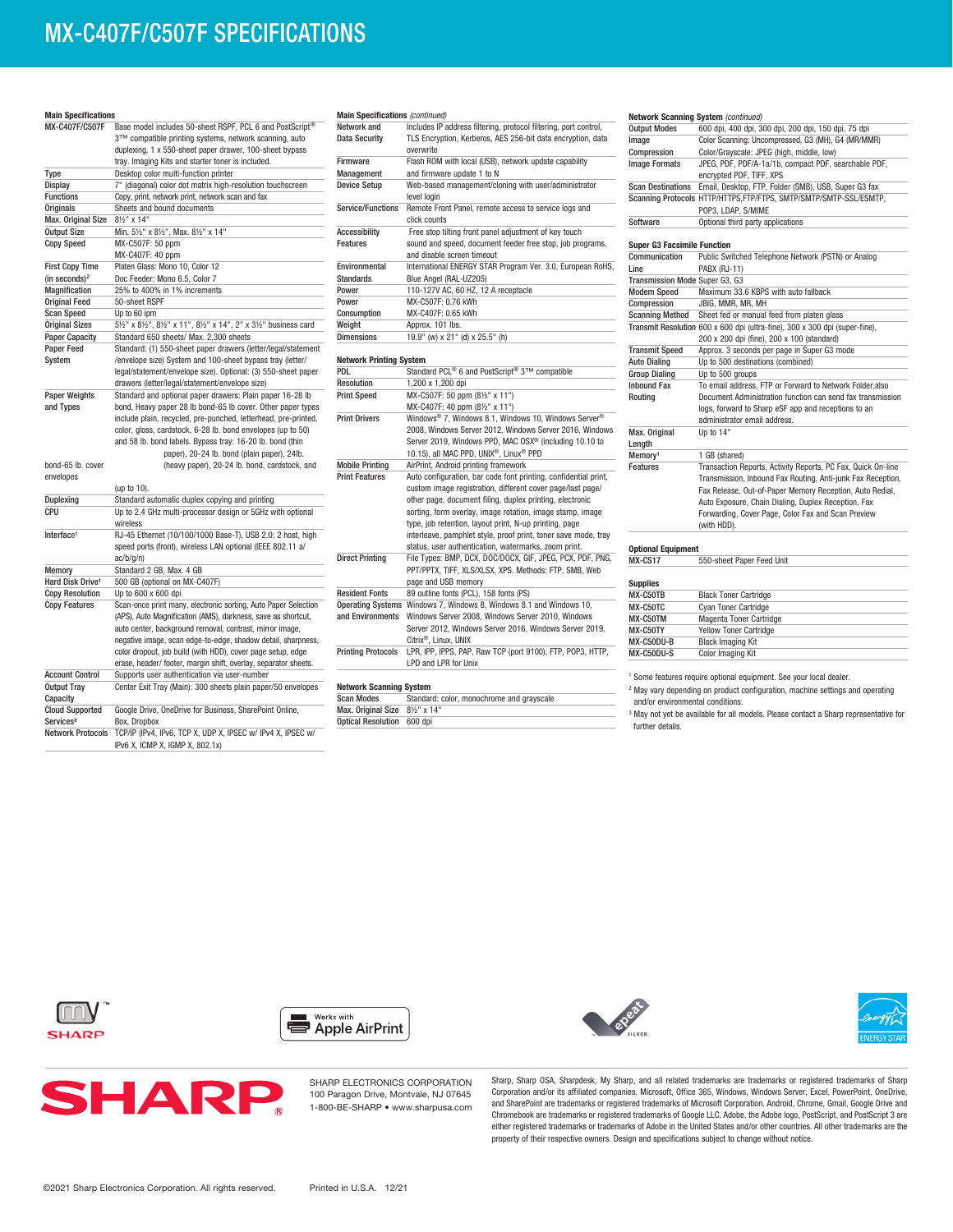# MX-C407F/C507F SPECIFICATIONS

### Main Specifications

| | |
|---|---|
| MX-C407F/C507F | Base model includes 50-sheet RSPF, PCL 6 and PostScript® 3™ compatible printing systems, network scanning, auto duplexing, 1 x 550-sheet paper drawer, 100-sheet bypass tray. Imaging Kits and starter toner is included. |
| Type | Desktop color multi-function printer |
| Display | 7" (diagonal) color dot matrix high-resolution touchscreen |
| Functions | Copy, print, network print, network scan and fax |
| Originals | Sheets and bound documents |
| Max. Original Size | 8½" x 14" |
| Output Size | Min. 5½" x 8½", Max. 8½" x 14" |
| Copy Speed | MX-C507F: 50 ppm<br>MX-C407F: 40 ppm |
| First Copy Time (in seconds)[2] | Platen Glass: Mono 10, Color 12<br>Doc Feeder: Mono 6.5, Color 7 |
| Magnification | 25% to 400% in 1% increments |
| Original Feed | 50-sheet RSPF |
| Scan Speed | Up to 60 ipm |
| Original Sizes | 5½" x 8½", 8½" x 11", 8½" x 14", 2" x 3½" business card |
| Paper Capacity | Standard 650 sheets/ Max. 2,300 sheets |
| Paper Feed System | Standard: (1) 550-sheet paper drawers (letter/legal/statement /envelope size) System and 100-sheet bypass tray (letter/ legal/statement/envelope size). Optional: (3) 550-sheet paper drawers (letter/legal/statement/envelope size) |
| Paper Weights and Types | Standard and optional paper drawers: Plain paper 16-28 lb bond, Heavy paper 28 lb bond-65 lb cover. Other paper types include plain, recycled, pre-punched, letterhead, pre-printed, color, gloss, cardstock, 6-28 lb. bond envelopes (up to 50) and 58 lb. bond labels. Bypass tray: 16-20 lb. bond (thin paper), 20-24 lb. bond (plain paper), 24lb. bond-65 lb. cover (heavy paper), 20-24 lb. bond, cardstock, and envelopes (up to 10). |
| Duplexing | Standard automatic duplex copying and printing |
| CPU | Up to 2.4 GHz multi-processor design or 5GHz with optional wireless |
| Interface[1] | RJ-45 Ethernet (10/100/1000 Base-T), USB 2.0: 2 host, high speed ports (front), wireless LAN optional (IEEE 802.11 a/ ac/b/g/n) |
| Memory | Standard 2 GB, Max. 4 GB |
| Hard Disk Drive[1] | 500 GB (optional on MX-C407F) |
| Copy Resolution | Up to 600 x 600 dpi |
| Copy Features | Scan-once print many, electronic sorting, Auto Paper Selection (APS), Auto Magnification (AMS), darkness, save as shortcut, auto center, background removal, contrast, mirror image, negative image, scan edge-to-edge, shadow detail, sharpness, color dropout, job build (with HDD), cover page setup, edge erase, header/ footer, margin shift, overlay, separator sheets. |
| Account Control | Supports user authentication via user-number |
| Output Tray Capacity | Center Exit Tray (Main): 300 sheets plain paper/50 envelopes |
| Cloud Supported Services[3] | Google Drive, OneDrive for Business, SharePoint Online, Box, Dropbox |
| Network Protocols | TCP/IP (IPv4, IPv6, TCP X, UDP X, IPSEC w/ IPv4 X, IPSEC w/ IPv6 X, ICMP X, IGMP X, 802.1x) |

### Main Specifications *(continued)*

| | |
|---|---|
| Network and Data Security | Includes IP address filtering, protocol filtering, port control, TLS Encryption, Kerberos, AES 256-bit data encryption, data overwrite |
| Firmware Management | Flash ROM with local (USB), network update capability and firmware update 1 to N |
| Device Setup | Web-based management/cloning with user/administrator level login |
| Service/Functions | Remote Front Panel, remote access to service logs and click counts |
| Accessibility Features | Free stop tilting front panel adjustment of key touch sound and speed, document feeder free stop, job programs, and disable screen timeout |
| Environmental Standards | International ENERGY STAR Program Ver. 3.0, European RoHS, Blue Angel (RAL-UZ205) |
| Power | 110-127V AC, 60 HZ, 12 A receptacle |
| Power Consumption | MX-C507F: 0.76 kWh<br>MX-C407F: 0.65 kWh |
| Weight | Approx. 101 lbs. |
| Dimensions | 19.9" (w) x 21" (d) x 25.5" (h) |

### Network Printing System

| | |
|---|---|
| PDL | Standard PCL® 6 and PostScript® 3™ compatible |
| Resolution | 1,200 x 1,200 dpi |
| Print Speed | MX-C507F: 50 ppm (8½" x 11")<br>MX-C407F: 40 ppm (8½" x 11") |
| Print Drivers | Windows® 7, Windows 8.1, Windows 10, Windows Server® 2008, Windows Server 2012, Windows Server 2016, Windows Server 2019, Windows PPD, MAC OSX® (including 10.10 to 10.15), all MAC PPD, UNIX®, Linux® PPD |
| Mobile Printing | AirPrint, Android printing framework |
| Print Features | Auto configuration, bar code font printing, confidential print, custom image registration, different cover page/last page/ other page, document filing, duplex printing, electronic sorting, form overlay, image rotation, image stamp, image type, job retention, layout print, N-up printing, page interleave, pamphlet style, proof print, toner save mode, tray status, user authentication, watermarks, zoom print. |
| Direct Printing | File Types: BMP, DCX, DOC/DOCX, GIF, JPEG, PCX, PDF, PNG, PPT/PPTX, TIFF, XLS/XLSX, XPS. Methods: FTP, SMB, Web page and USB memory |
| Resident Fonts | 89 outline fonts (PCL), 158 fonts (PS) |
| Operating Systems and Environments | Windows 7, Windows 8, Windows 8.1 and Windows 10, Windows Server 2008, Windows Server 2010, Windows Server 2012, Windows Server 2016, Windows Server 2019, Citrix®, Linux, UNIX |
| Printing Protocols | LPR, IPP, IPPS, PAP, Raw TCP (port 9100), FTP, POP3, HTTP, LPD and LPR for Unix |

### Network Scanning System

| | |
|---|---|
| Scan Modes | Standard: color, monochrome and grayscale |
| Max. Original Size | 8½" x 14" |
| Optical Resolution | 600 dpi |

### Network Scanning System *(continued)*

| | |
|---|---|
| Output Modes | 600 dpi, 400 dpi, 300 dpi, 200 dpi, 150 dpi, 75 dpi |
| Image Compression | Color Scanning: Uncompressed, G3 (MH), G4 (MR/MMR)<br>Color/Grayscale: JPEG (high, middle, low) |
| Image Formats | JPEG, PDF, PDF/A-1a/1b, compact PDF, searchable PDF, encrypted PDF, TIFF, XPS |
| Scan Destinations | Email, Desktop, FTP, Folder (SMB), USB, Super G3 fax |
| Scanning Protocols | HTTP/HTTPS,FTP/FTPS, SMTP/SMTP/SMTP-SSL/ESMTP, POP3, LDAP, S/MIME |
| Software | Optional third party applications |

### Super G3 Facsimile Function

| | |
|---|---|
| Communication Line | Public Switched Telephone Network (PSTN) or Analog PABX (RJ-11) |
| Transmission Mode | Super G3, G3 |
| Modem Speed | Maximum 33.6 KBPS with auto fallback |
| Compression | JBIG, MMR, MR, MH |
| Scanning Method | Sheet fed or manual feed from platen glass |
| Transmit Resolution | 600 x 600 dpi (ultra-fine), 300 x 300 dpi (super-fine), 200 x 200 dpi (fine), 200 x 100 (standard) |
| Transmit Speed | Approx. 3 seconds per page in Super G3 mode |
| Auto Dialing | Up to 500 destinations (combined) |
| Group Dialing | Up to 500 groups |
| Inbound Fax Routing | To email address, FTP or Forward to Network Folder,also Document Administration function can send fax transmission logs, forward to Sharp eSF app and receptions to an administrator email address. |
| Max. Original Length | Up to 14" |
| Memory[1] | 1 GB (shared) |
| Features | Transaction Reports, Activity Reports, PC Fax, Quick On-line Transmission, Inbound Fax Routing, Anti-junk Fax Reception, Fax Release, Out-of-Paper Memory Reception, Auto Redial, Auto Exposure, Chain Dialing, Duplex Reception, Fax Forwarding, Cover Page, Color Fax and Scan Preview (with HDD). |

### Optional Equipment

| | |
|---|---|
| MX-CS17 | 550-sheet Paper Feed Unit |

### Supplies

| | |
|---|---|
| MX-C50TB | Black Toner Cartridge |
| MX-C50TC | Cyan Toner Cartridge |
| MX-C50TM | Magenta Toner Cartridge |
| MX-C50TY | Yellow Toner Cartridge |
| MX-C50DU-B | Black Imaging Kit |
| MX-C50DU-S | Color Imaging Kit |

[1] Some features require optional equipment. See your local dealer.

[2] May vary depending on product configuration, machine settings and operating and/or environmental conditions.

[3] May not yet be available for all models. Please contact a Sharp representative for further details.

SHARP ELECTRONICS CORPORATION
100 Paragon Drive, Montvale, NJ 07645
1-800-BE-SHARP • www.sharpusa.com

Sharp, Sharp OSA, Sharpdesk, My Sharp, and all related trademarks are trademarks or registered trademarks of Sharp Corporation and/or its affiliated companies. Microsoft, Office 365, Windows, Windows Server, Excel, PowerPoint, OneDrive, and SharePoint are trademarks or registered trademarks of Microsoft Corporation. Android, Chrome, Gmail, Google Drive and Chromebook are trademarks or registered trademarks of Google LLC. Adobe, the Adobe logo, PostScript, and PostScript 3 are either registered trademarks or trademarks of Adobe in the United States and/or other countries. All other trademarks are the property of their respective owners. Design and specifications subject to change without notice.

©2021 Sharp Electronics Corporation. All rights reserved. Printed in U.S.A. 12/21